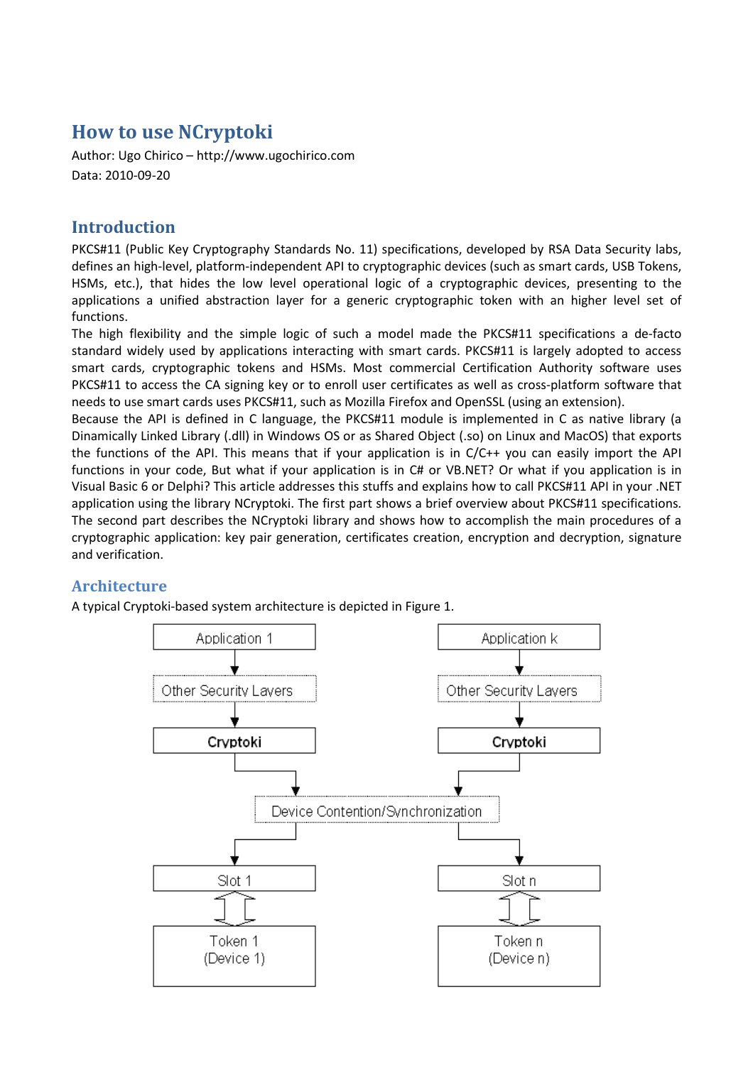# How to use NCryptoki

Author: Ugo Chirico – http://www.ugochirico.com

Data: 2010-09-20

## Introduction

PKCS#11 (Public Key Cryptography Standards No. 11) specifications, developed by RSA Data Security labs, defines an high-level, platform-independent API to cryptographic devices (such as smart cards, USB Tokens, HSMs, etc.), that hides the low level operational logic of a cryptographic devices, presenting to the applications a unified abstraction layer for a generic cryptographic token with an higher level set of functions.

The high flexibility and the simple logic of such a model made the PKCS#11 specifications a de-facto standard widely used by applications interacting with smart cards. PKCS#11 is largely adopted to access smart cards, cryptographic tokens and HSMs. Most commercial Certification Authority software uses PKCS#11 to access the CA signing key or to enroll user certificates as well as cross-platform software that needs to use smart cards uses PKCS#11, such as Mozilla Firefox and OpenSSL (using an extension).

Because the API is defined in C language, the PKCS#11 module is implemented in C as native library (a Dinamically Linked Library (.dll) in Windows OS or as Shared Object (.so) on Linux and MacOS) that exports the functions of the API. This means that if your application is in C/C++ you can easily import the API functions in your code, But what if your application is in C# or VB.NET? Or what if you application is in Visual Basic 6 or Delphi? This article addresses this stuffs and explains how to call PKCS#11 API in your .NET application using the library NCryptoki. The first part shows a brief overview about PKCS#11 specifications. The second part describes the NCryptoki library and shows how to accomplish the main procedures of a cryptographic application: key pair generation, certificates creation, encryption and decryption, signature and verification.

### Architecture

A typical Cryptoki-based system architecture is depicted in Figure 1.

Application 1 → Other Security Layers → **Cryptoki**

Application k → Other Security Layers → **Cryptoki**

Device Contention/Synchronization

Slot 1 ⇕ Token 1 (Device 1)

Slot n ⇕ Token n (Device n)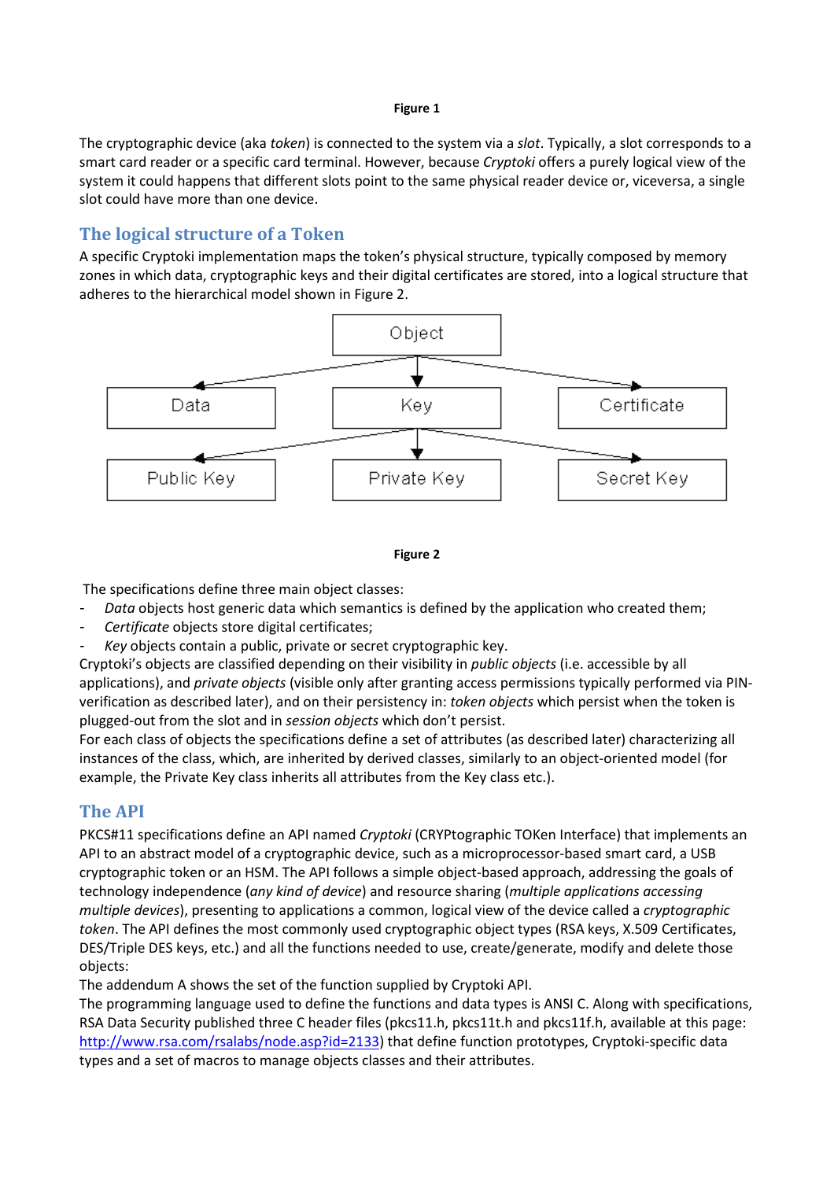**Figure 1**

The cryptographic device (aka *token*) is connected to the system via a *slot*. Typically, a slot corresponds to a smart card reader or a specific card terminal. However, because *Cryptoki* offers a purely logical view of the system it could happens that different slots point to the same physical reader device or, viceversa, a single slot could have more than one device.

## The logical structure of a Token

A specific Cryptoki implementation maps the token's physical structure, typically composed by memory zones in which data, cryptographic keys and their digital certificates are stored, into a logical structure that adheres to the hierarchical model shown in Figure 2.

**Figure 2**

The specifications define three main object classes:

- *Data* objects host generic data which semantics is defined by the application who created them;
- *Certificate* objects store digital certificates;
- *Key* objects contain a public, private or secret cryptographic key.

Cryptoki's objects are classified depending on their visibility in *public objects* (i.e. accessible by all applications), and *private objects* (visible only after granting access permissions typically performed via PIN-verification as described later), and on their persistency in: *token objects* which persist when the token is plugged-out from the slot and in *session objects* which don't persist.

For each class of objects the specifications define a set of attributes (as described later) characterizing all instances of the class, which, are inherited by derived classes, similarly to an object-oriented model (for example, the Private Key class inherits all attributes from the Key class etc.).

## The API

PKCS#11 specifications define an API named *Cryptoki* (CRYPtographic TOKen Interface) that implements an API to an abstract model of a cryptographic device, such as a microprocessor-based smart card, a USB cryptographic token or an HSM. The API follows a simple object-based approach, addressing the goals of technology independence (*any kind of device*) and resource sharing (*multiple applications accessing multiple devices*), presenting to applications a common, logical view of the device called a *cryptographic token*. The API defines the most commonly used cryptographic object types (RSA keys, X.509 Certificates, DES/Triple DES keys, etc.) and all the functions needed to use, create/generate, modify and delete those objects:

The addendum A shows the set of the function supplied by Cryptoki API.

The programming language used to define the functions and data types is ANSI C. Along with specifications, RSA Data Security published three C header files (pkcs11.h, pkcs11t.h and pkcs11f.h, available at this page: [http://www.rsa.com/rsalabs/node.asp?id=2133](http://www.rsa.com/rsalabs/node.asp?id=2133)) that define function prototypes, Cryptoki-specific data types and a set of macros to manage objects classes and their attributes.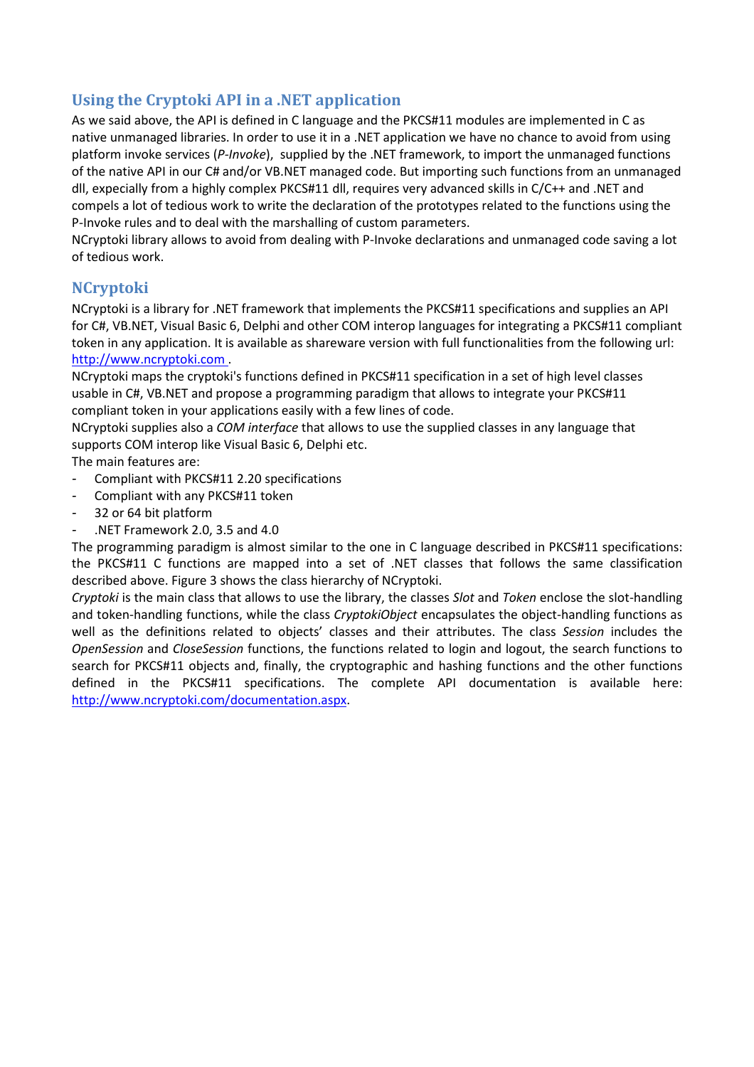## Using the Cryptoki API in a .NET application

As we said above, the API is defined in C language and the PKCS#11 modules are implemented in C as native unmanaged libraries. In order to use it in a .NET application we have no chance to avoid from using platform invoke services (*P-Invoke*), supplied by the .NET framework, to import the unmanaged functions of the native API in our C# and/or VB.NET managed code. But importing such functions from an unmanaged dll, expecially from a highly complex PKCS#11 dll, requires very advanced skills in C/C++ and .NET and compels a lot of tedious work to write the declaration of the prototypes related to the functions using the P-Invoke rules and to deal with the marshalling of custom parameters.

NCryptoki library allows to avoid from dealing with P-Invoke declarations and unmanaged code saving a lot of tedious work.

## NCryptoki

NCryptoki is a library for .NET framework that implements the PKCS#11 specifications and supplies an API for C#, VB.NET, Visual Basic 6, Delphi and other COM interop languages for integrating a PKCS#11 compliant token in any application. It is available as shareware version with full functionalities from the following url: [http://www.ncryptoki.com](http://www.ncryptoki.com) .

NCryptoki maps the cryptoki's functions defined in PKCS#11 specification in a set of high level classes usable in C#, VB.NET and propose a programming paradigm that allows to integrate your PKCS#11 compliant token in your applications easily with a few lines of code.

NCryptoki supplies also a *COM interface* that allows to use the supplied classes in any language that supports COM interop like Visual Basic 6, Delphi etc.

The main features are:

- Compliant with PKCS#11 2.20 specifications
- Compliant with any PKCS#11 token
- 32 or 64 bit platform
- .NET Framework 2.0, 3.5 and 4.0

The programming paradigm is almost similar to the one in C language described in PKCS#11 specifications: the PKCS#11 C functions are mapped into a set of .NET classes that follows the same classification described above. Figure 3 shows the class hierarchy of NCryptoki.

*Cryptoki* is the main class that allows to use the library, the classes *Slot* and *Token* enclose the slot-handling and token-handling functions, while the class *CryptokiObject* encapsulates the object-handling functions as well as the definitions related to objects' classes and their attributes. The class *Session* includes the *OpenSession* and *CloseSession* functions, the functions related to login and logout, the search functions to search for PKCS#11 objects and, finally, the cryptographic and hashing functions and the other functions defined in the PKCS#11 specifications. The complete API documentation is available here: [http://www.ncryptoki.com/documentation.aspx](http://www.ncryptoki.com/documentation.aspx).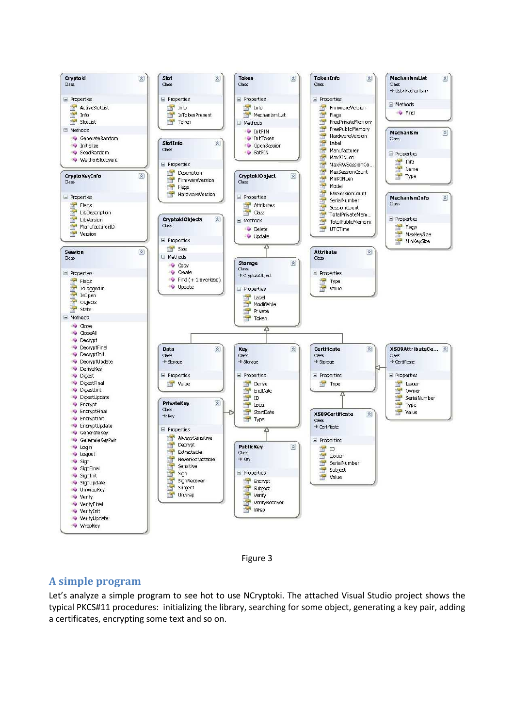Figure 3

## A simple program

Let's analyze a simple program to see hot to use NCryptoki. The attached Visual Studio project shows the typical PKCS#11 procedures: initializing the library, searching for some object, generating a key pair, adding a certificates, encrypting some text and so on.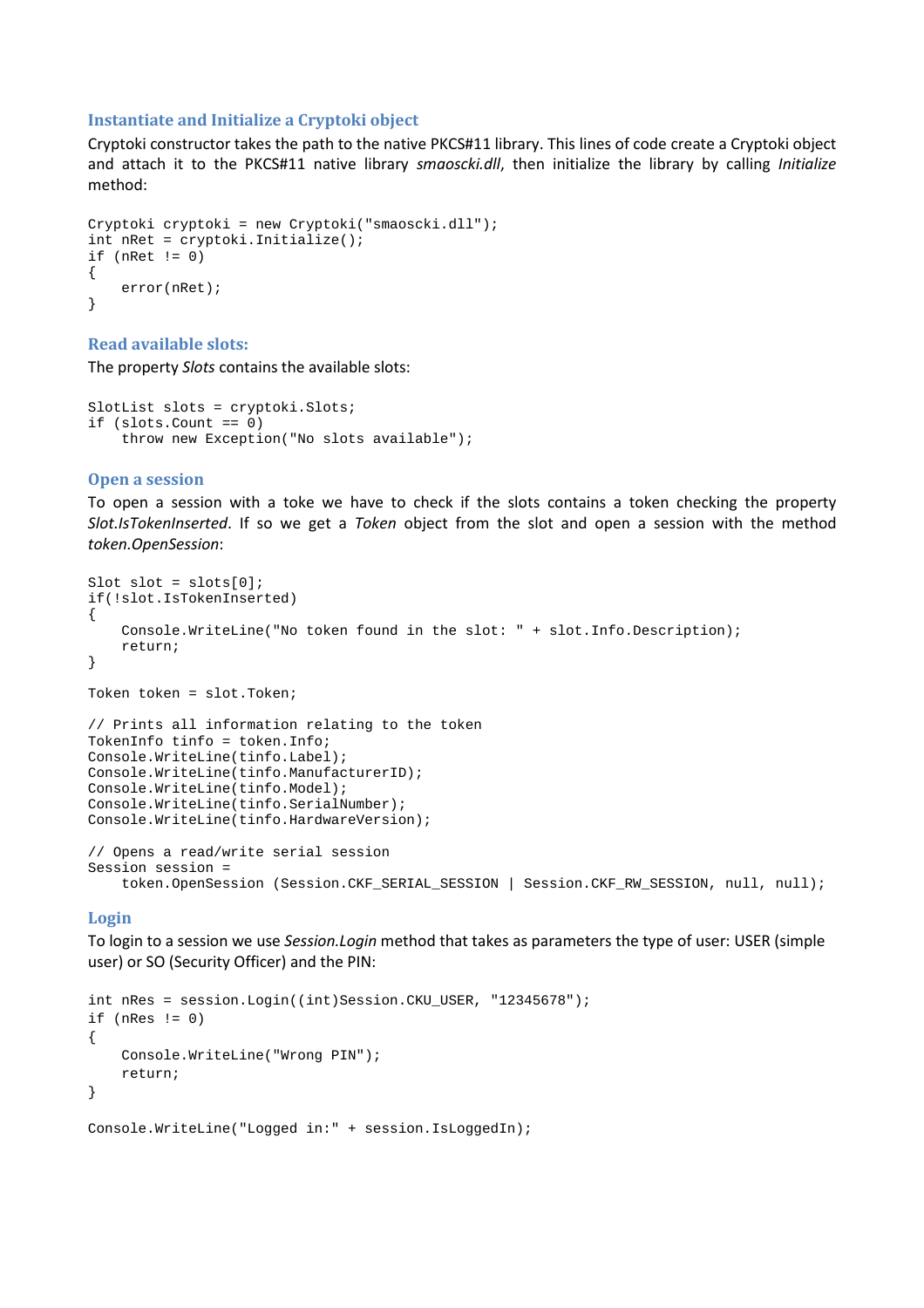### Instantiate and Initialize a Cryptoki object

Cryptoki constructor takes the path to the native PKCS#11 library. This lines of code create a Cryptoki object and attach it to the PKCS#11 native library *smaoscki.dll*, then initialize the library by calling *Initialize* method:

```
Cryptoki cryptoki = new Cryptoki("smaoscki.dll");
int nRet = cryptoki.Initialize();
if (nRet != 0)
{
    error(nRet);
}
```

### Read available slots:

The property *Slots* contains the available slots:

```
SlotList slots = cryptoki.Slots;
if (slots.Count == 0)
    throw new Exception("No slots available");
```

### Open a session

To open a session with a toke we have to check if the slots contains a token checking the property *Slot.IsTokenInserted*. If so we get a *Token* object from the slot and open a session with the method *token.OpenSession*:

```
Slot slot = slots[0];
if(!slot.IsTokenInserted)
{
    Console.WriteLine("No token found in the slot: " + slot.Info.Description);
    return;
}

Token token = slot.Token;

// Prints all information relating to the token
TokenInfo tinfo = token.Info;
Console.WriteLine(tinfo.Label);
Console.WriteLine(tinfo.ManufacturerID);
Console.WriteLine(tinfo.Model);
Console.WriteLine(tinfo.SerialNumber);
Console.WriteLine(tinfo.HardwareVersion);

// Opens a read/write serial session
Session session =
    token.OpenSession (Session.CKF_SERIAL_SESSION | Session.CKF_RW_SESSION, null, null);
```

### Login

To login to a session we use *Session.Login* method that takes as parameters the type of user: USER (simple user) or SO (Security Officer) and the PIN:

```
int nRes = session.Login((int)Session.CKU_USER, "12345678");
if (nRes != 0)
{
    Console.WriteLine("Wrong PIN");
    return;
}

Console.WriteLine("Logged in:" + session.IsLoggedIn);
```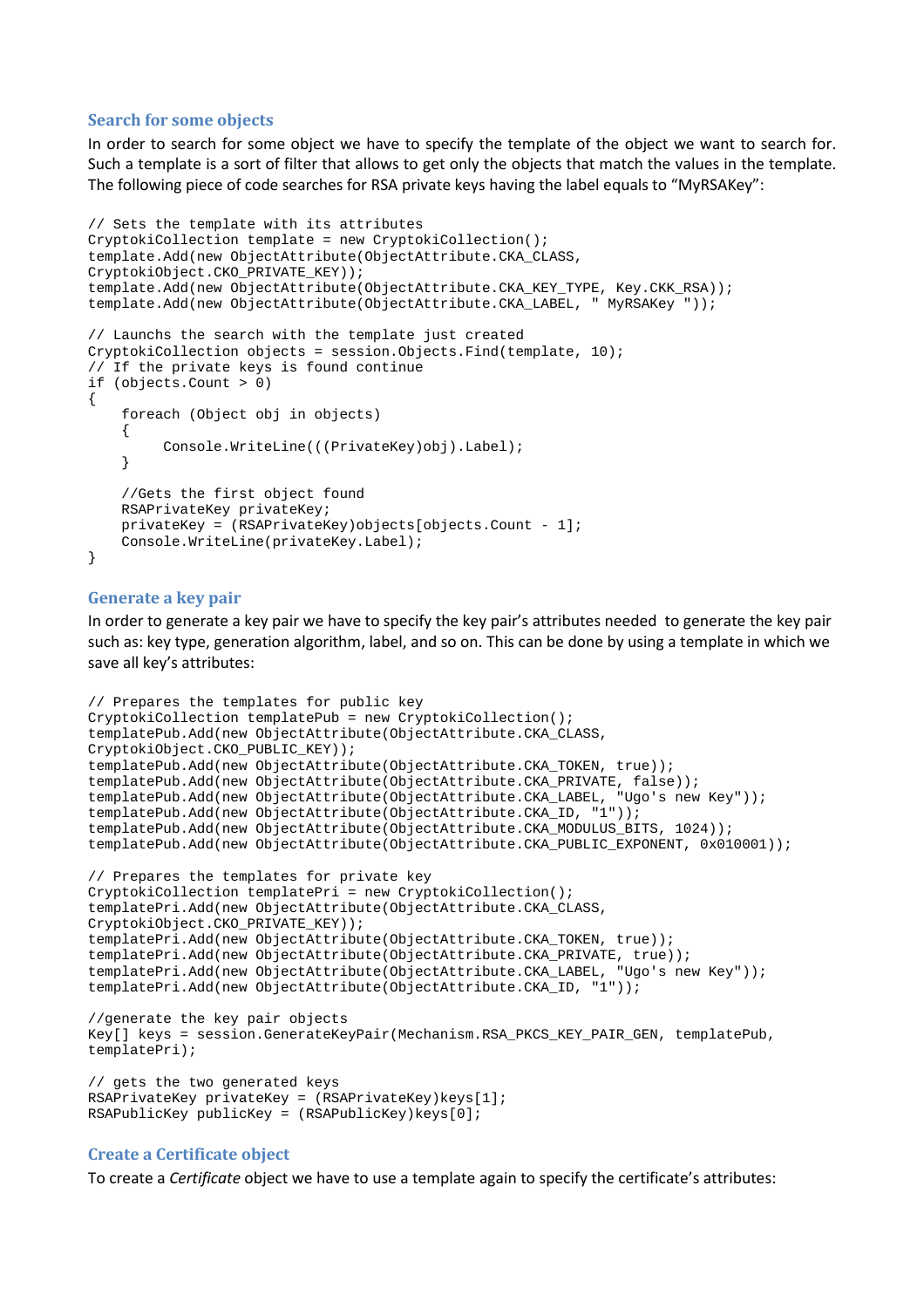### Search for some objects

In order to search for some object we have to specify the template of the object we want to search for. Such a template is a sort of filter that allows to get only the objects that match the values in the template. The following piece of code searches for RSA private keys having the label equals to "MyRSAKey":

```
// Sets the template with its attributes
CryptokiCollection template = new CryptokiCollection();
template.Add(new ObjectAttribute(ObjectAttribute.CKA_CLASS,
CryptokiObject.CKO_PRIVATE_KEY));
template.Add(new ObjectAttribute(ObjectAttribute.CKA_KEY_TYPE, Key.CKK_RSA));
template.Add(new ObjectAttribute(ObjectAttribute.CKA_LABEL, " MyRSAKey "));

// Launchs the search with the template just created
CryptokiCollection objects = session.Objects.Find(template, 10);
// If the private keys is found continue
if (objects.Count > 0)
{
    foreach (Object obj in objects)
    {
        Console.WriteLine(((PrivateKey)obj).Label);
    }

    //Gets the first object found
    RSAPrivateKey privateKey;
    privateKey = (RSAPrivateKey)objects[objects.Count - 1];
    Console.WriteLine(privateKey.Label);
}
```

### Generate a key pair

In order to generate a key pair we have to specify the key pair's attributes needed to generate the key pair such as: key type, generation algorithm, label, and so on. This can be done by using a template in which we save all key's attributes:

```
// Prepares the templates for public key
CryptokiCollection templatePub = new CryptokiCollection();
templatePub.Add(new ObjectAttribute(ObjectAttribute.CKA_CLASS,
CryptokiObject.CKO_PUBLIC_KEY));
templatePub.Add(new ObjectAttribute(ObjectAttribute.CKA_TOKEN, true));
templatePub.Add(new ObjectAttribute(ObjectAttribute.CKA_PRIVATE, false));
templatePub.Add(new ObjectAttribute(ObjectAttribute.CKA_LABEL, "Ugo's new Key"));
templatePub.Add(new ObjectAttribute(ObjectAttribute.CKA_ID, "1"));
templatePub.Add(new ObjectAttribute(ObjectAttribute.CKA_MODULUS_BITS, 1024));
templatePub.Add(new ObjectAttribute(ObjectAttribute.CKA_PUBLIC_EXPONENT, 0x010001));

// Prepares the templates for private key
CryptokiCollection templatePri = new CryptokiCollection();
templatePri.Add(new ObjectAttribute(ObjectAttribute.CKA_CLASS,
CryptokiObject.CKO_PRIVATE_KEY));
templatePri.Add(new ObjectAttribute(ObjectAttribute.CKA_TOKEN, true));
templatePri.Add(new ObjectAttribute(ObjectAttribute.CKA_PRIVATE, true));
templatePri.Add(new ObjectAttribute(ObjectAttribute.CKA_LABEL, "Ugo's new Key"));
templatePri.Add(new ObjectAttribute(ObjectAttribute.CKA_ID, "1"));

//generate the key pair objects
Key[] keys = session.GenerateKeyPair(Mechanism.RSA_PKCS_KEY_PAIR_GEN, templatePub,
templatePri);

// gets the two generated keys
RSAPrivateKey privateKey = (RSAPrivateKey)keys[1];
RSAPublicKey publicKey = (RSAPublicKey)keys[0];
```

### Create a Certificate object

To create a *Certificate* object we have to use a template again to specify the certificate's attributes: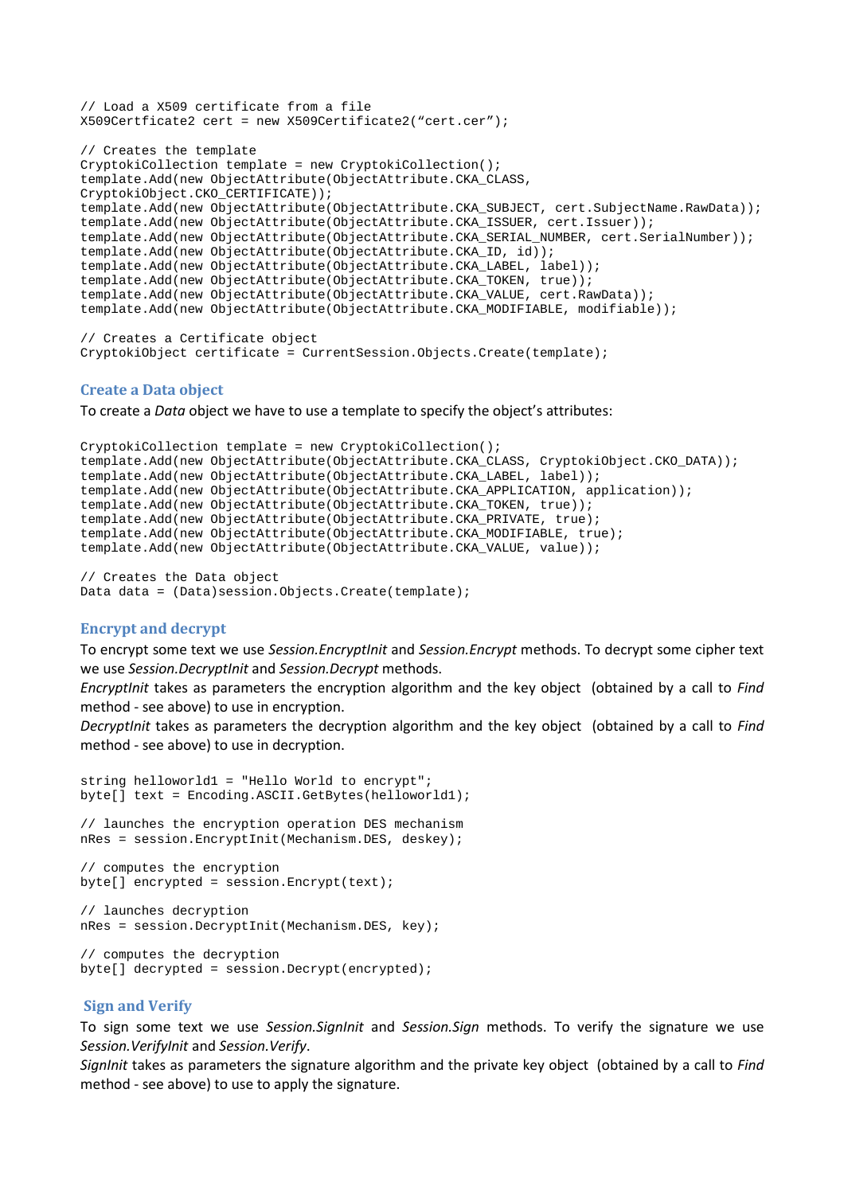```
// Load a X509 certificate from a file
X509Certficate2 cert = new X509Certificate2("cert.cer");

// Creates the template
CryptokiCollection template = new CryptokiCollection();
template.Add(new ObjectAttribute(ObjectAttribute.CKA_CLASS,
CryptokiObject.CKO_CERTIFICATE));
template.Add(new ObjectAttribute(ObjectAttribute.CKA_SUBJECT, cert.SubjectName.RawData));
template.Add(new ObjectAttribute(ObjectAttribute.CKA_ISSUER, cert.Issuer));
template.Add(new ObjectAttribute(ObjectAttribute.CKA_SERIAL_NUMBER, cert.SerialNumber));
template.Add(new ObjectAttribute(ObjectAttribute.CKA_ID, id));
template.Add(new ObjectAttribute(ObjectAttribute.CKA_LABEL, label));
template.Add(new ObjectAttribute(ObjectAttribute.CKA_TOKEN, true));
template.Add(new ObjectAttribute(ObjectAttribute.CKA_VALUE, cert.RawData));
template.Add(new ObjectAttribute(ObjectAttribute.CKA_MODIFIABLE, modifiable));

// Creates a Certificate object
CryptokiObject certificate = CurrentSession.Objects.Create(template);
```

### Create a Data object

To create a *Data* object we have to use a template to specify the object's attributes:

```
CryptokiCollection template = new CryptokiCollection();
template.Add(new ObjectAttribute(ObjectAttribute.CKA_CLASS, CryptokiObject.CKO_DATA));
template.Add(new ObjectAttribute(ObjectAttribute.CKA_LABEL, label));
template.Add(new ObjectAttribute(ObjectAttribute.CKA_APPLICATION, application));
template.Add(new ObjectAttribute(ObjectAttribute.CKA_TOKEN, true));
template.Add(new ObjectAttribute(ObjectAttribute.CKA_PRIVATE, true);
template.Add(new ObjectAttribute(ObjectAttribute.CKA_MODIFIABLE, true);
template.Add(new ObjectAttribute(ObjectAttribute.CKA_VALUE, value));

// Creates the Data object
Data data = (Data)session.Objects.Create(template);
```

### Encrypt and decrypt

To encrypt some text we use *Session.EncryptInit* and *Session.Encrypt* methods. To decrypt some cipher text we use *Session.DecryptInit* and *Session.Decrypt* methods.
*EncryptInit* takes as parameters the encryption algorithm and the key object (obtained by a call to *Find* method - see above) to use in encryption.
*DecryptInit* takes as parameters the decryption algorithm and the key object (obtained by a call to *Find* method - see above) to use in decryption.

```
string helloworld1 = "Hello World to encrypt";
byte[] text = Encoding.ASCII.GetBytes(helloworld1);

// launches the encryption operation DES mechanism
nRes = session.EncryptInit(Mechanism.DES, deskey);

// computes the encryption
byte[] encrypted = session.Encrypt(text);

// launches decryption
nRes = session.DecryptInit(Mechanism.DES, key);

// computes the decryption
byte[] decrypted = session.Decrypt(encrypted);
```

### Sign and Verify

To sign some text we use *Session.SignInit* and *Session.Sign* methods. To verify the signature we use *Session.VerifyInit* and *Session.Verify*.
*SignInit* takes as parameters the signature algorithm and the private key object (obtained by a call to *Find* method - see above) to use to apply the signature.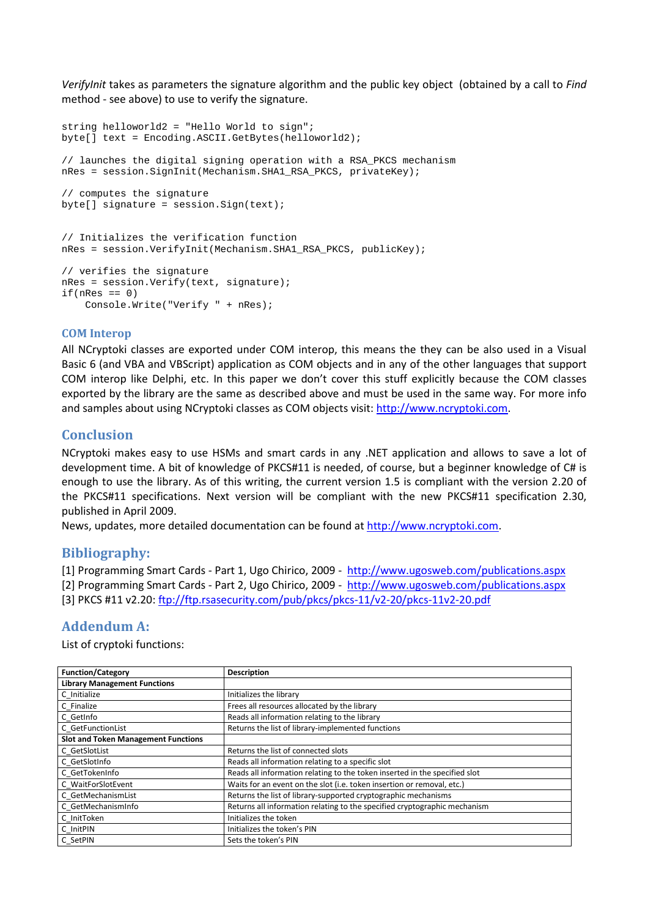*VerifyInit* takes as parameters the signature algorithm and the public key object (obtained by a call to *Find* method - see above) to use to verify the signature.

```
string helloworld2 = "Hello World to sign";
byte[] text = Encoding.ASCII.GetBytes(helloworld2);

// launches the digital signing operation with a RSA_PKCS mechanism
nRes = session.SignInit(Mechanism.SHA1_RSA_PKCS, privateKey);

// computes the signature
byte[] signature = session.Sign(text);


// Initializes the verification function
nRes = session.VerifyInit(Mechanism.SHA1_RSA_PKCS, publicKey);

// verifies the signature
nRes = session.Verify(text, signature);
if(nRes == 0)
    Console.Write("Verify " + nRes);
```

### COM Interop

All NCryptoki classes are exported under COM interop, this means the they can be also used in a Visual Basic 6 (and VBA and VBScript) application as COM objects and in any of the other languages that support COM interop like Delphi, etc. In this paper we don't cover this stuff explicitly because the COM classes exported by the library are the same as described above and must be used in the same way. For more info and samples about using NCryptoki classes as COM objects visit: http://www.ncryptoki.com.

## Conclusion

NCryptoki makes easy to use HSMs and smart cards in any .NET application and allows to save a lot of development time. A bit of knowledge of PKCS#11 is needed, of course, but a beginner knowledge of C# is enough to use the library. As of this writing, the current version 1.5 is compliant with the version 2.20 of the PKCS#11 specifications. Next version will be compliant with the new PKCS#11 specification 2.30, published in April 2009.
News, updates, more detailed documentation can be found at http://www.ncryptoki.com.

## Bibliography:

[1] Programming Smart Cards - Part 1, Ugo Chirico, 2009 - http://www.ugosweb.com/publications.aspx
[2] Programming Smart Cards - Part 2, Ugo Chirico, 2009 - http://www.ugosweb.com/publications.aspx
[3] PKCS #11 v2.20: ftp://ftp.rsasecurity.com/pub/pkcs/pkcs-11/v2-20/pkcs-11v2-20.pdf

## Addendum A:

List of cryptoki functions:

| Function/Category | Description |
|---|---|
| **Library Management Functions** | |
| C_Initialize | Initializes the library |
| C_Finalize | Frees all resources allocated by the library |
| C_GetInfo | Reads all information relating to the library |
| C_GetFunctionList | Returns the list of library-implemented functions |
| **Slot and Token Management Functions** | |
| C_GetSlotList | Returns the list of connected slots |
| C_GetSlotInfo | Reads all information relating to a specific slot |
| C_GetTokenInfo | Reads all information relating to the token inserted in the specified slot |
| C_WaitForSlotEvent | Waits for an event on the slot (i.e. token insertion or removal, etc.) |
| C_GetMechanismList | Returns the list of library-supported cryptographic mechanisms |
| C_GetMechanismInfo | Returns all information relating to the specified cryptographic mechanism |
| C_InitToken | Initializes the token |
| C_InitPIN | Initializes the token's PIN |
| C_SetPIN | Sets the token's PIN |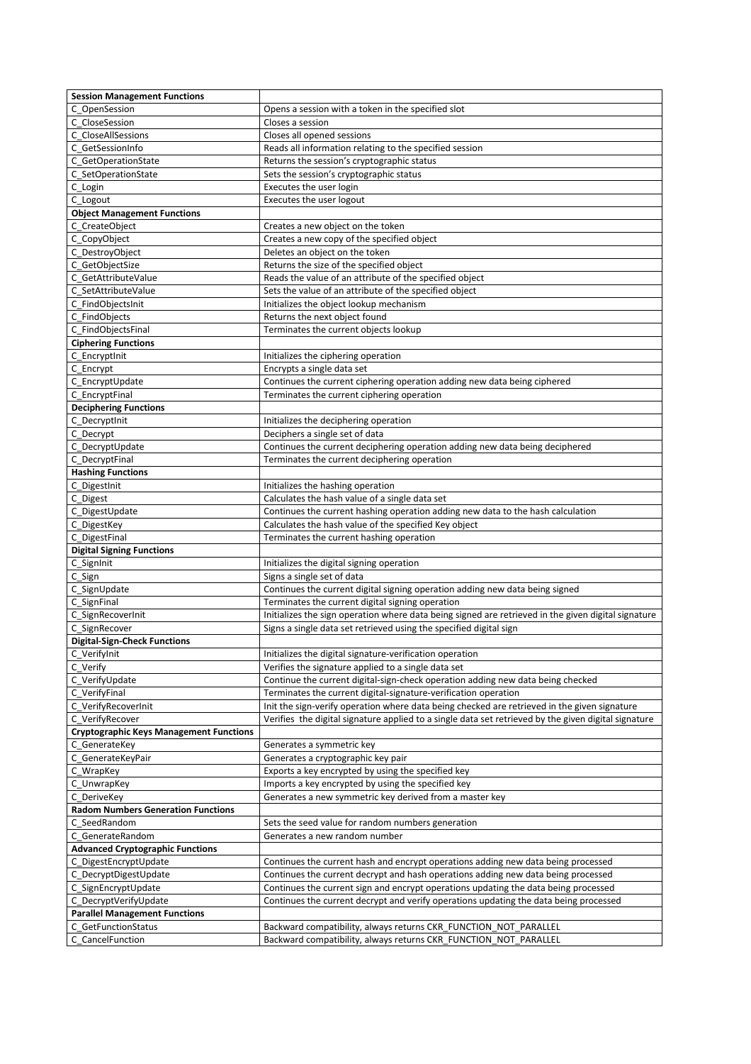| | |
|---|---|
| **Session Management Functions** | |
| C_OpenSession | Opens a session with a token in the specified slot |
| C_CloseSession | Closes a session |
| C_CloseAllSessions | Closes all opened sessions |
| C_GetSessionInfo | Reads all information relating to the specified session |
| C_GetOperationState | Returns the session's cryptographic status |
| C_SetOperationState | Sets the session's cryptographic status |
| C_Login | Executes the user login |
| C_Logout | Executes the user logout |
| **Object Management Functions** | |
| C_CreateObject | Creates a new object on the token |
| C_CopyObject | Creates a new copy of the specified object |
| C_DestroyObject | Deletes an object on the token |
| C_GetObjectSize | Returns the size of the specified object |
| C_GetAttributeValue | Reads the value of an attribute of the specified object |
| C_SetAttributeValue | Sets the value of an attribute of the specified object |
| C_FindObjectsInit | Initializes the object lookup mechanism |
| C_FindObjects | Returns the next object found |
| C_FindObjectsFinal | Terminates the current objects lookup |
| **Ciphering Functions** | |
| C_EncryptInit | Initializes the ciphering operation |
| C_Encrypt | Encrypts a single data set |
| C_EncryptUpdate | Continues the current ciphering operation adding new data being ciphered |
| C_EncryptFinal | Terminates the current ciphering operation |
| **Deciphering Functions** | |
| C_DecryptInit | Initializes the deciphering operation |
| C_Decrypt | Deciphers a single set of data |
| C_DecryptUpdate | Continues the current deciphering operation adding new data being deciphered |
| C_DecryptFinal | Terminates the current deciphering operation |
| **Hashing Functions** | |
| C_DigestInit | Initializes the hashing operation |
| C_Digest | Calculates the hash value of a single data set |
| C_DigestUpdate | Continues the current hashing operation adding new data to the hash calculation |
| C_DigestKey | Calculates the hash value of the specified Key object |
| C_DigestFinal | Terminates the current hashing operation |
| **Digital Signing Functions** | |
| C_SignInit | Initializes the digital signing operation |
| C_Sign | Signs a single set of data |
| C_SignUpdate | Continues the current digital signing operation adding new data being signed |
| C_SignFinal | Terminates the current digital signing operation |
| C_SignRecoverInit | Initializes the sign operation where data being signed are retrieved in the given digital signature |
| C_SignRecover | Signs a single data set retrieved using the specified digital sign |
| **Digital-Sign-Check Functions** | |
| C_VerifyInit | Initializes the digital signature-verification operation |
| C_Verify | Verifies the signature applied to a single data set |
| C_VerifyUpdate | Continue the current digital-sign-check operation adding new data being checked |
| C_VerifyFinal | Terminates the current digital-signature-verification operation |
| C_VerifyRecoverInit | Init the sign-verify operation where data being checked are retrieved in the given signature |
| C_VerifyRecover | Verifies the digital signature applied to a single data set retrieved by the given digital signature |
| **Cryptographic Keys Management Functions** | |
| C_GenerateKey | Generates a symmetric key |
| C_GenerateKeyPair | Generates a cryptographic key pair |
| C_WrapKey | Exports a key encrypted by using the specified key |
| C_UnwrapKey | Imports a key encrypted by using the specified key |
| C_DeriveKey | Generates a new symmetric key derived from a master key |
| **Radom Numbers Generation Functions** | |
| C_SeedRandom | Sets the seed value for random numbers generation |
| C_GenerateRandom | Generates a new random number |
| **Advanced Cryptographic Functions** | |
| C_DigestEncryptUpdate | Continues the current hash and encrypt operations adding new data being processed |
| C_DecryptDigestUpdate | Continues the current decrypt and hash operations adding new data being processed |
| C_SignEncryptUpdate | Continues the current sign and encrypt operations updating the data being processed |
| C_DecryptVerifyUpdate | Continues the current decrypt and verify operations updating the data being processed |
| **Parallel Management Functions** | |
| C_GetFunctionStatus | Backward compatibility, always returns CKR_FUNCTION_NOT_PARALLEL |
| C_CancelFunction | Backward compatibility, always returns CKR_FUNCTION_NOT_PARALLEL |